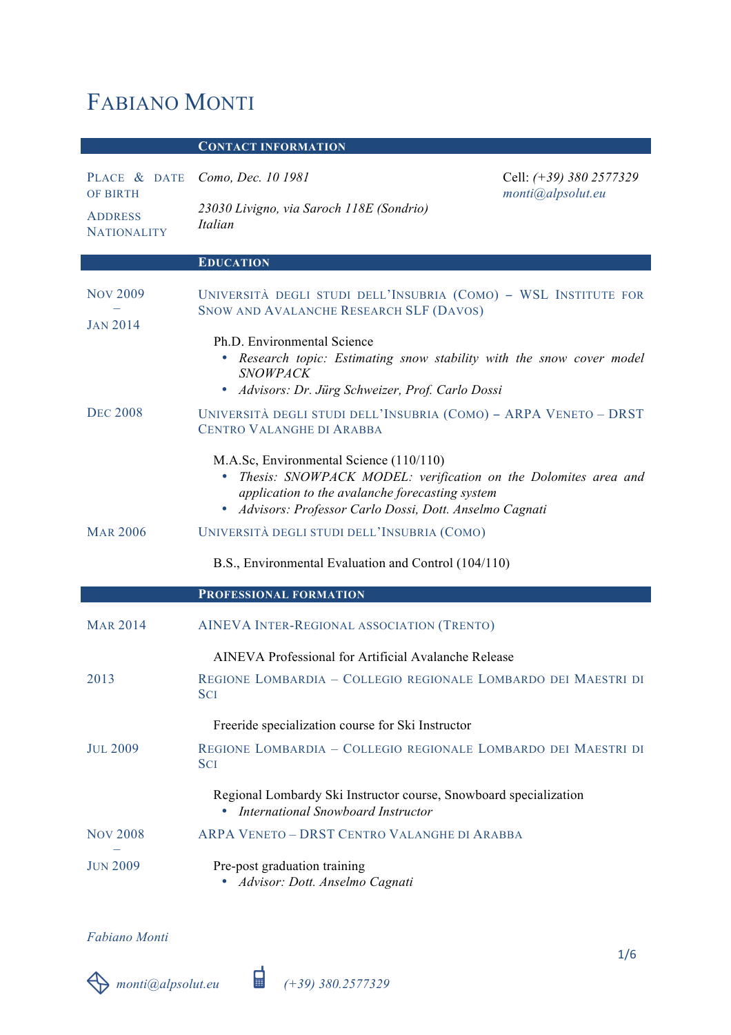# Fabiano Monti

## Contact information

**Place & date of birth:** *Como, Dec. 10 1981*

**Address:** *23030 Livigno, via Saroch 118E (Sondrio)*

**Nationality:** *Italian*

Cell: *(+39) 380 2577329*
*monti@alpsolut.eu*

## Education

**Nov 2009 – Jan 2014**

Università degli studi dell'Insubria (Como) – WSL Institute for Snow and Avalanche Research SLF (Davos)

Ph.D. Environmental Science

- *Research topic: Estimating snow stability with the snow cover model SNOWPACK*
- *Advisors: Dr. Jürg Schweizer, Prof. Carlo Dossi*

**Dec 2008**

Università degli studi dell'Insubria (Como) – ARPA Veneto – DRST Centro Valanghe di Arabba

M.A.Sc, Environmental Science (110/110)

- *Thesis: SNOWPACK MODEL: verification on the Dolomites area and application to the avalanche forecasting system*
- *Advisors: Professor Carlo Dossi, Dott. Anselmo Cagnati*

**Mar 2006**

Università degli studi dell'Insubria (Como)

B.S., Environmental Evaluation and Control (104/110)

## Professional formation

**Mar 2014**

AINEVA Inter-Regional association (Trento)

AINEVA Professional for Artificial Avalanche Release

**2013**

Regione Lombardia – Collegio Regionale Lombardo dei Maestri di Sci

Freeride specialization course for Ski Instructor

**Jul 2009**

Regione Lombardia – Collegio Regionale Lombardo dei Maestri di Sci

Regional Lombardy Ski Instructor course, Snowboard specialization

- *International Snowboard Instructor*

**Nov 2008 – Jun 2009**

ARPA Veneto – DRST Centro Valanghe di Arabba

Pre-post graduation training

- *Advisor: Dott. Anselmo Cagnati*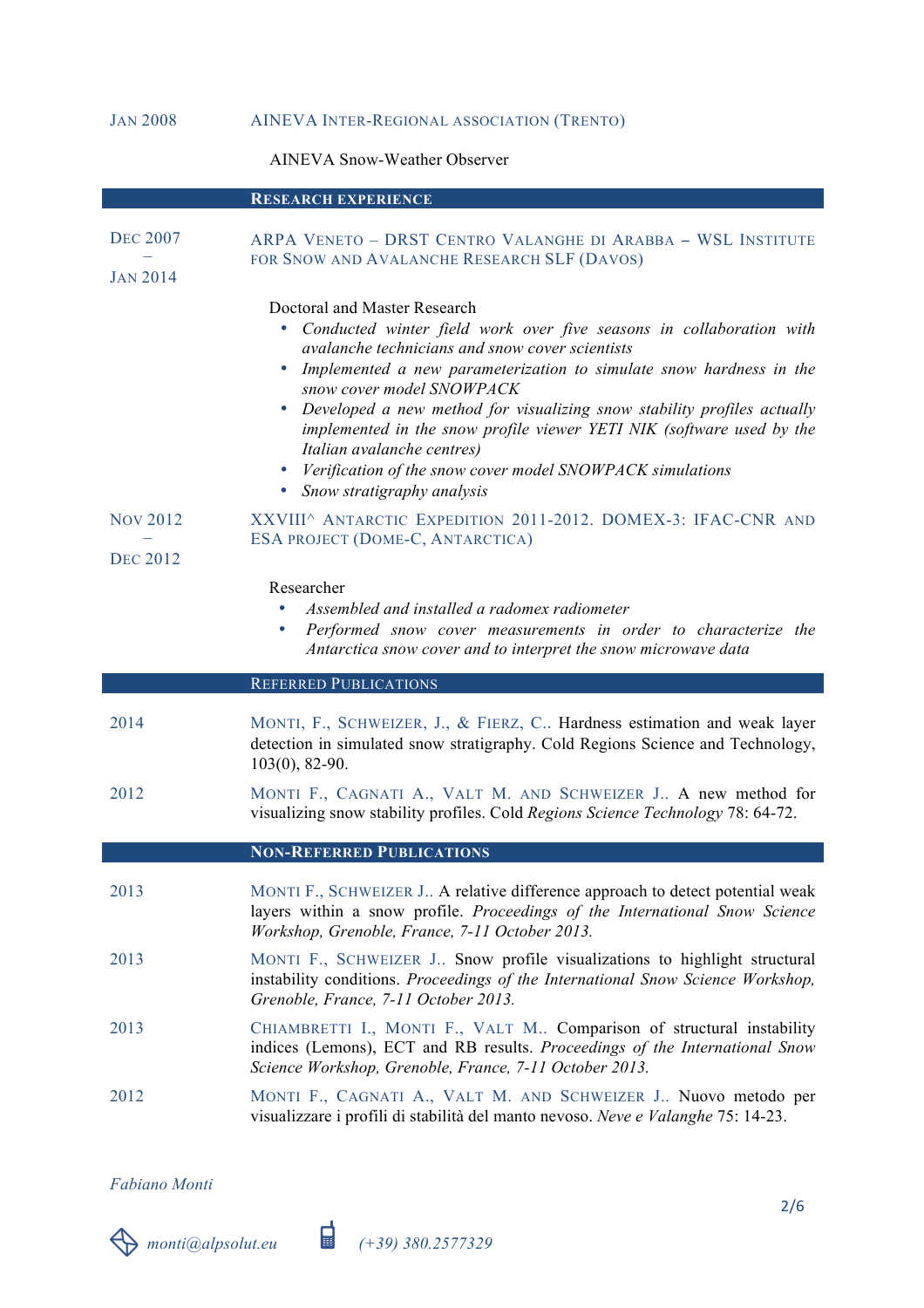**Jan 2008** — **AINEVA Inter-Regional association (Trento)**

AINEVA Snow-Weather Observer

## Research experience

**Dec 2007 – Jan 2014** — **ARPA Veneto – DRST Centro Valanghe di Arabba – WSL Institute for Snow and Avalanche Research SLF (Davos)**

Doctoral and Master Research

- *Conducted winter field work over five seasons in collaboration with avalanche technicians and snow cover scientists*
- *Implemented a new parameterization to simulate snow hardness in the snow cover model SNOWPACK*
- *Developed a new method for visualizing snow stability profiles actually implemented in the snow profile viewer YETI NIK (software used by the Italian avalanche centres)*
- *Verification of the snow cover model SNOWPACK simulations*
- *Snow stratigraphy analysis*

**Nov 2012 – Dec 2012** — **XXVIII^ Antarctic Expedition 2011-2012. DOMEX-3: IFAC-CNR and ESA project (Dome-C, Antarctica)**

Researcher

- *Assembled and installed a radomex radiometer*
- *Performed snow cover measurements in order to characterize the Antarctica snow cover and to interpret the snow microwave data*

## Referred Publications

**2014** — Monti, F., Schweizer, J., & Fierz, C.. Hardness estimation and weak layer detection in simulated snow stratigraphy. Cold Regions Science and Technology, 103(0), 82-90.

**2012** — Monti F., Cagnati A., Valt M. and Schweizer J.. A new method for visualizing snow stability profiles. Cold *Regions Science Technology* 78: 64-72.

## Non-Referred Publications

**2013** — Monti F., Schweizer J.. A relative difference approach to detect potential weak layers within a snow profile. *Proceedings of the International Snow Science Workshop, Grenoble, France, 7-11 October 2013.*

**2013** — Monti F., Schweizer J.. Snow profile visualizations to highlight structural instability conditions. *Proceedings of the International Snow Science Workshop, Grenoble, France, 7-11 October 2013.*

**2013** — Chiambretti I., Monti F., Valt M.. Comparison of structural instability indices (Lemons), ECT and RB results. *Proceedings of the International Snow Science Workshop, Grenoble, France, 7-11 October 2013.*

**2012** — Monti F., Cagnati A., Valt M. and Schweizer J.. Nuovo metodo per visualizzare i profili di stabilità del manto nevoso. *Neve e Valanghe* 75: 14-23.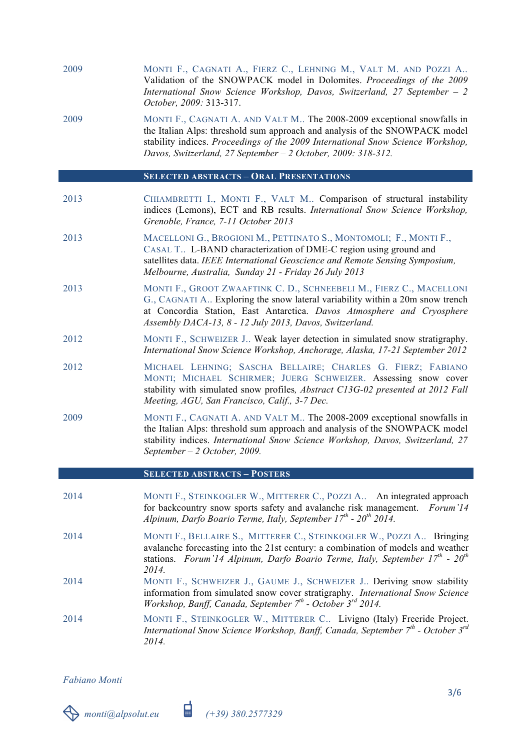| | |
|---|---|
| 2009 | MONTI F., CAGNATI A., FIERZ C., LEHNING M., VALT M. AND POZZI A.. Validation of the SNOWPACK model in Dolomites. *Proceedings of the 2009 International Snow Science Workshop, Davos, Switzerland, 27 September – 2 October, 2009:* 313-317. |
| 2009 | MONTI F., CAGNATI A. AND VALT M.. The 2008-2009 exceptional snowfalls in the Italian Alps: threshold sum approach and analysis of the SNOWPACK model stability indices. *Proceedings of the 2009 International Snow Science Workshop, Davos, Switzerland, 27 September – 2 October, 2009: 318-312.* |

## SELECTED ABSTRACTS – ORAL PRESENTATIONS

| | |
|---|---|
| 2013 | CHIAMBRETTI I., MONTI F., VALT M.. Comparison of structural instability indices (Lemons), ECT and RB results. *International Snow Science Workshop, Grenoble, France, 7-11 October 2013* |
| 2013 | MACELLONI G., BROGIONI M., PETTINATO S., MONTOMOLI; F., MONTI F., CASAL T.. L-BAND characterization of DME-C region using ground and satellites data. *IEEE International Geoscience and Remote Sensing Symposium, Melbourne, Australia, Sunday 21 - Friday 26 July 2013* |
| 2013 | MONTI F., GROOT ZWAAFTINK C. D., SCHNEEBELI M., FIERZ C., MACELLONI G., CAGNATI A.. Exploring the snow lateral variability within a 20m snow trench at Concordia Station, East Antarctica. *Davos Atmosphere and Cryosphere Assembly DACA-13, 8 - 12 July 2013, Davos, Switzerland.* |
| 2012 | MONTI F., SCHWEIZER J.. Weak layer detection in simulated snow stratigraphy. *International Snow Science Workshop, Anchorage, Alaska, 17-21 September 2012* |
| 2012 | MICHAEL LEHNING; SASCHA BELLAIRE; CHARLES G. FIERZ; FABIANO MONTI; MICHAEL SCHIRMER; JUERG SCHWEIZER. Assessing snow cover stability with simulated snow profiles, *Abstract C13G-02 presented at 2012 Fall Meeting, AGU, San Francisco, Calif., 3-7 Dec.* |
| 2009 | MONTI F., CAGNATI A. AND VALT M.. The 2008-2009 exceptional snowfalls in the Italian Alps: threshold sum approach and analysis of the SNOWPACK model stability indices. *International Snow Science Workshop, Davos, Switzerland, 27 September – 2 October, 2009.* |

## SELECTED ABSTRACTS – POSTERS

| | |
|---|---|
| 2014 | MONTI F., STEINKOGLER W., MITTERER C., POZZI A.. An integrated approach for backcountry snow sports safety and avalanche risk management. *Forum'14 Alpinum, Darfo Boario Terme, Italy, September 17th - 20th 2014.* |
| 2014 | MONTI F., BELLAIRE S., MITTERER C., STEINKOGLER W., POZZI A.. Bringing avalanche forecasting into the 21st century: a combination of models and weather stations. *Forum'14 Alpinum, Darfo Boario Terme, Italy, September 17th - 20th 2014.* |
| 2014 | MONTI F., SCHWEIZER J., GAUME J., SCHWEIZER J.. Deriving snow stability information from simulated snow cover stratigraphy. *International Snow Science Workshop, Banff, Canada, September 7th - October 3rd 2014.* |
| 2014 | MONTI F., STEINKOGLER W., MITTERER C.. Livigno (Italy) Freeride Project. *International Snow Science Workshop, Banff, Canada, September 7th - October 3rd 2014.* |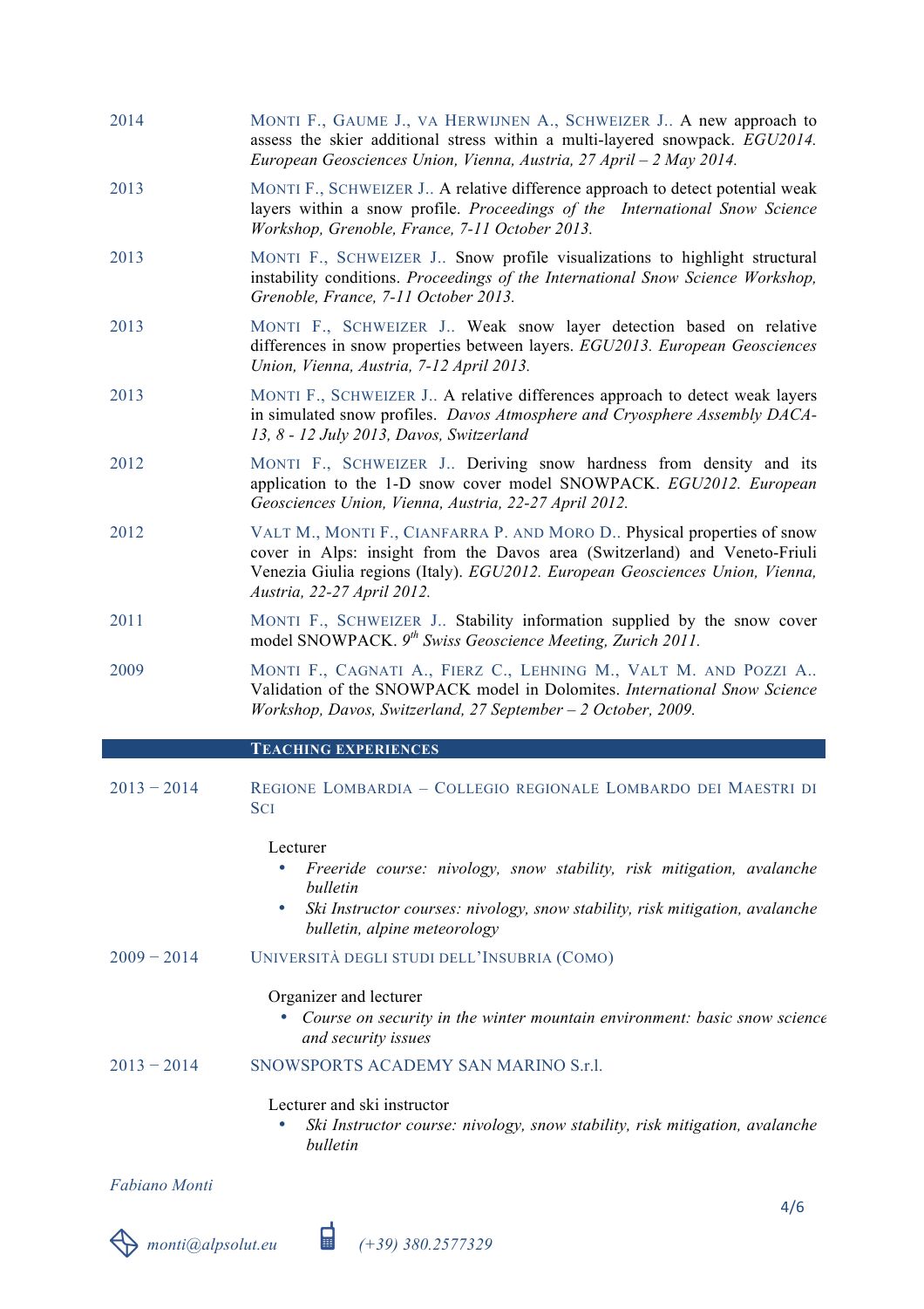2014 — MONTI F., GAUME J., VA HERWIJNEN A., SCHWEIZER J.. A new approach to assess the skier additional stress within a multi-layered snowpack. *EGU2014. European Geosciences Union, Vienna, Austria, 27 April – 2 May 2014.*

2013 — MONTI F., SCHWEIZER J.. A relative difference approach to detect potential weak layers within a snow profile. *Proceedings of the International Snow Science Workshop, Grenoble, France, 7-11 October 2013.*

2013 — MONTI F., SCHWEIZER J.. Snow profile visualizations to highlight structural instability conditions. *Proceedings of the International Snow Science Workshop, Grenoble, France, 7-11 October 2013.*

2013 — MONTI F., SCHWEIZER J.. Weak snow layer detection based on relative differences in snow properties between layers. *EGU2013. European Geosciences Union, Vienna, Austria, 7-12 April 2013.*

2013 — MONTI F., SCHWEIZER J.. A relative differences approach to detect weak layers in simulated snow profiles. *Davos Atmosphere and Cryosphere Assembly DACA-13, 8 - 12 July 2013, Davos, Switzerland*

2012 — MONTI F., SCHWEIZER J.. Deriving snow hardness from density and its application to the 1-D snow cover model SNOWPACK. *EGU2012. European Geosciences Union, Vienna, Austria, 22-27 April 2012.*

2012 — VALT M., MONTI F., CIANFARRA P. AND MORO D.. Physical properties of snow cover in Alps: insight from the Davos area (Switzerland) and Veneto-Friuli Venezia Giulia regions (Italy). *EGU2012. European Geosciences Union, Vienna, Austria, 22-27 April 2012.*

2011 — MONTI F., SCHWEIZER J.. Stability information supplied by the snow cover model SNOWPACK. *9th Swiss Geoscience Meeting, Zurich 2011.*

2009 — MONTI F., CAGNATI A., FIERZ C., LEHNING M., VALT M. AND POZZI A.. Validation of the SNOWPACK model in Dolomites. *International Snow Science Workshop, Davos, Switzerland, 27 September – 2 October, 2009.*

## TEACHING EXPERIENCES

**2013 – 2014** — REGIONE LOMBARDIA – COLLEGIO REGIONALE LOMBARDO DEI MAESTRI DI SCI

Lecturer
- *Freeride course: nivology, snow stability, risk mitigation, avalanche bulletin*
- *Ski Instructor courses: nivology, snow stability, risk mitigation, avalanche bulletin, alpine meteorology*

**2009 – 2014** — UNIVERSITÀ DEGLI STUDI DELL'INSUBRIA (COMO)

Organizer and lecturer
- *Course on security in the winter mountain environment: basic snow science and security issues*

**2013 – 2014** — SNOWSPORTS ACADEMY SAN MARINO S.r.l.

Lecturer and ski instructor
- *Ski Instructor course: nivology, snow stability, risk mitigation, avalanche bulletin*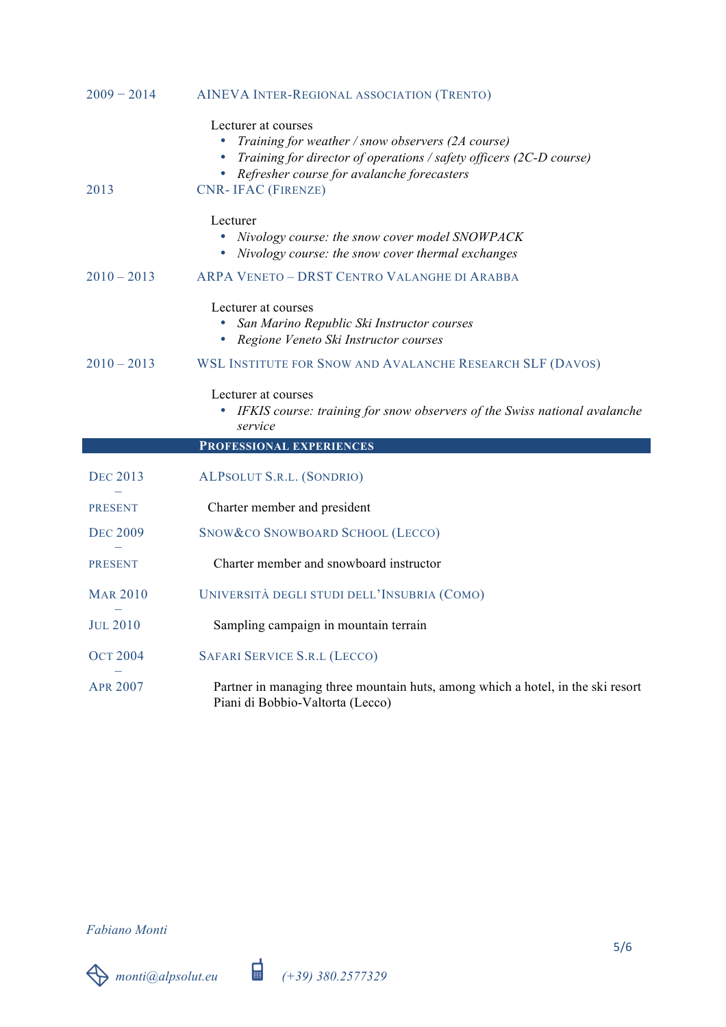**2009 – 2014** — AINEVA INTER-REGIONAL ASSOCIATION (TRENTO)

Lecturer at courses

- *Training for weather / snow observers (2A course)*
- *Training for director of operations / safety officers (2C-D course)*
- *Refresher course for avalanche forecasters*

**2013** — CNR- IFAC (FIRENZE)

Lecturer

- *Nivology course: the snow cover model SNOWPACK*
- *Nivology course: the snow cover thermal exchanges*

**2010 – 2013** — ARPA VENETO – DRST CENTRO VALANGHE DI ARABBA

Lecturer at courses

- *San Marino Republic Ski Instructor courses*
- *Regione Veneto Ski Instructor courses*

**2010 – 2013** — WSL INSTITUTE FOR SNOW AND AVALANCHE RESEARCH SLF (DAVOS)

Lecturer at courses

- *IFKIS course: training for snow observers of the Swiss national avalanche service*

## PROFESSIONAL EXPERIENCES

**DEC 2013 – PRESENT** — ALPSOLUT S.R.L. (SONDRIO)

Charter member and president

**DEC 2009 – PRESENT** — SNOW&CO SNOWBOARD SCHOOL (LECCO)

Charter member and snowboard instructor

**MAR 2010 – JUL 2010** — UNIVERSITÀ DEGLI STUDI DELL'INSUBRIA (COMO)

Sampling campaign in mountain terrain

**OCT 2004 – APR 2007** — SAFARI SERVICE S.R.L (LECCO)

Partner in managing three mountain huts, among which a hotel, in the ski resort Piani di Bobbio-Valtorta (Lecco)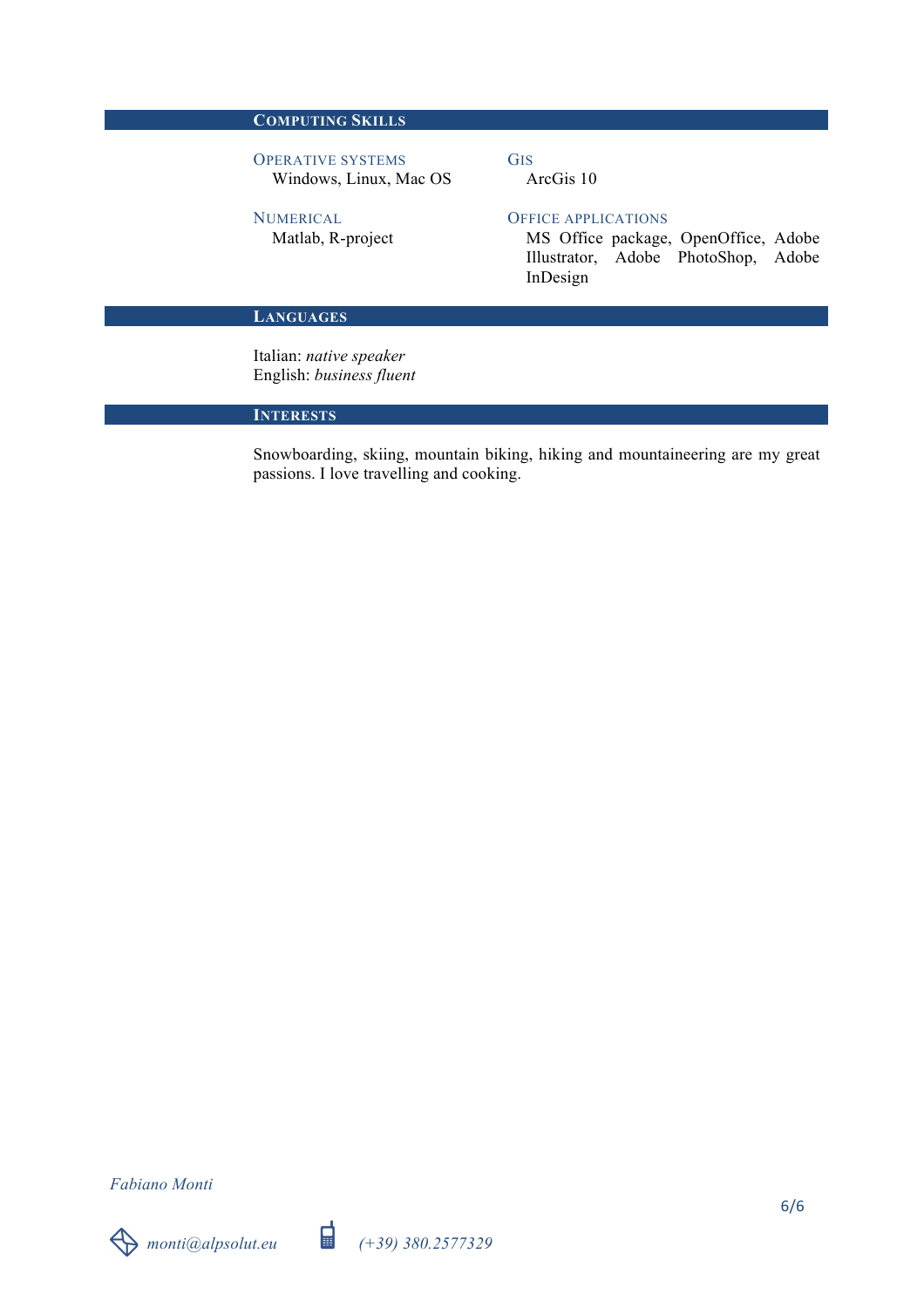## Computing Skills

### Operative systems
Windows, Linux, Mac OS

### GIS
ArcGis 10

### Numerical
Matlab, R-project

### Office applications
MS Office package, OpenOffice, Adobe Illustrator, Adobe PhotoShop, Adobe InDesign

## Languages

Italian: *native speaker*
English: *business fluent*

## Interests

Snowboarding, skiing, mountain biking, hiking and mountaineering are my great passions. I love travelling and cooking.